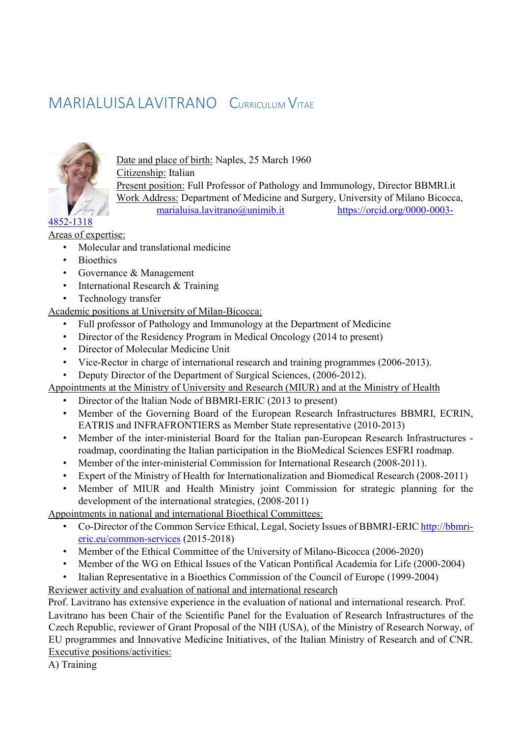# MARIALUISA LAVITRANO   CURRICULUM VITAE

Date and place of birth: Naples, 25 March 1960
Citizenship: Italian
Present position: Full Professor of Pathology and Immunology, Director BBMRI.it
Work Address: Department of Medicine and Surgery, University of Milano Bicocca,
marialuisa.lavitrano@unimib.it https://orcid.org/0000-0003-4852-1318

Areas of expertise:

- Molecular and translational medicine
- Bioethics
- Governance & Management
- International Research & Training
- Technology transfer

Academic positions at University of Milan-Bicocca:

- Full professor of Pathology and Immunology at the Department of Medicine
- Director of the Residency Program in Medical Oncology (2014 to present)
- Director of Molecular Medicine Unit
- Vice-Rector in charge of international research and training programmes (2006-2013).
- Deputy Director of the Department of Surgical Sciences, (2006-2012).

Appointments at the Ministry of University and Research (MIUR) and at the Ministry of Health

- Director of the Italian Node of BBMRI-ERIC (2013 to present)
- Member of the Governing Board of the European Research Infrastructures BBMRI, ECRIN, EATRIS and INFRAFRONTIERS as Member State representative (2010-2013)
- Member of the inter-ministerial Board for the Italian pan-European Research Infrastructures - roadmap, coordinating the Italian participation in the BioMedical Sciences ESFRI roadmap.
- Member of the inter-ministerial Commission for International Research (2008-2011).
- Expert of the Ministry of Health for Internationalization and Biomedical Research (2008-2011)
- Member of MIUR and Health Ministry joint Commission for strategic planning for the development of the international strategies, (2008-2011)

Appointments in national and international Bioethical Committees:

- Co-Director of the Common Service Ethical, Legal, Society Issues of BBMRI-ERIC http://bbmri-eric.eu/common-services (2015-2018)
- Member of the Ethical Committee of the University of Milano-Bicocca (2006-2020)
- Member of the WG on Ethical Issues of the Vatican Pontifical Academia for Life (2000-2004)
- Italian Representative in a Bioethics Commission of the Council of Europe (1999-2004)

Reviewer activity and evaluation of national and international research

Prof. Lavitrano has extensive experience in the evaluation of national and international research. Prof. Lavitrano has been Chair of the Scientific Panel for the Evaluation of Research Infrastructures of the Czech Republic, reviewer of Grant Proposal of the NIH (USA), of the Ministry of Research Norway, of EU programmes and Innovative Medicine Initiatives, of the Italian Ministry of Research and of CNR.

Executive positions/activities:

A) Training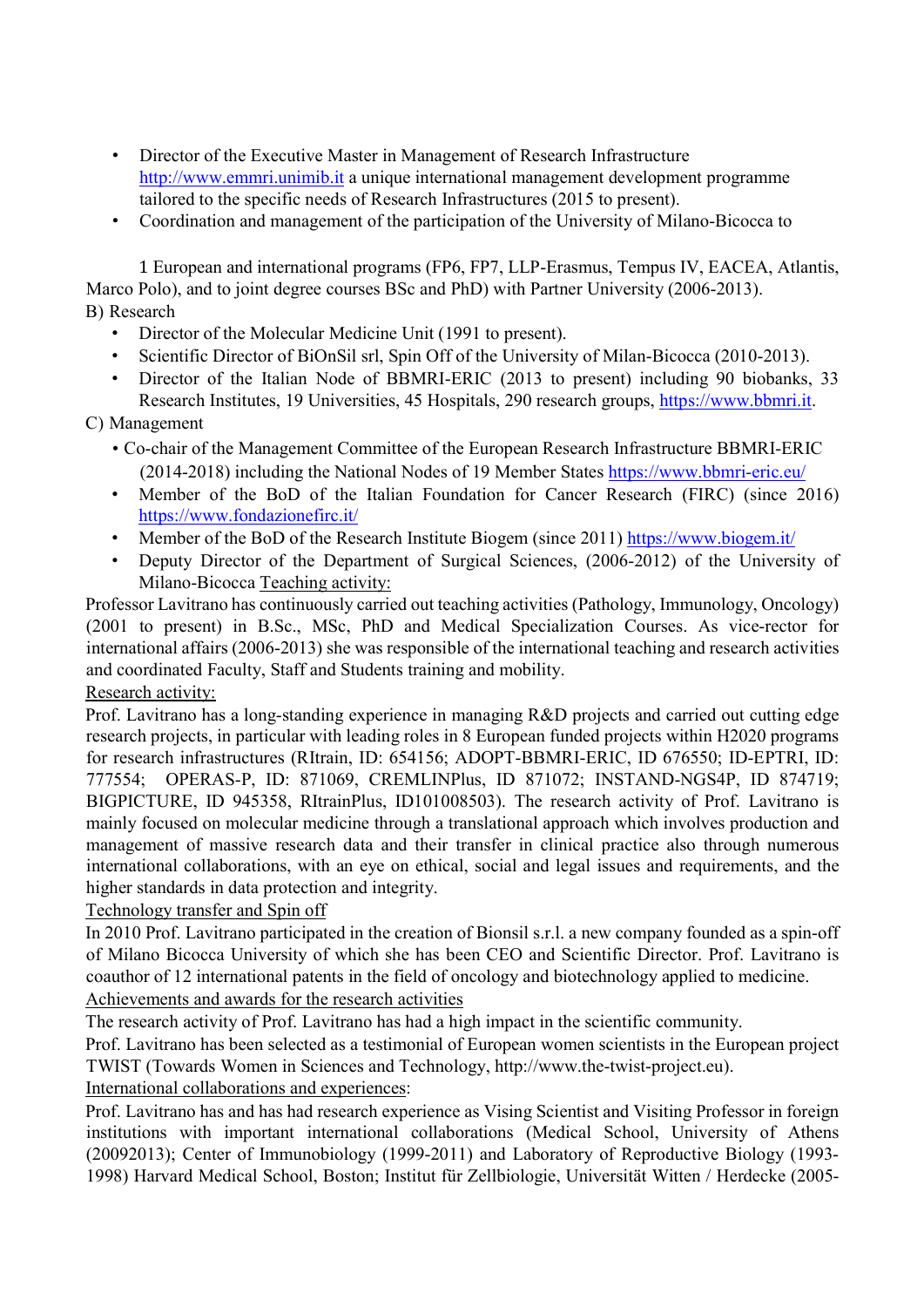- Director of the Executive Master in Management of Research Infrastructure http://www.emmri.unimib.it a unique international management development programme tailored to the specific needs of Research Infrastructures (2015 to present).
- Coordination and management of the participation of the University of Milano-Bicocca to

1 European and international programs (FP6, FP7, LLP-Erasmus, Tempus IV, EACEA, Atlantis, Marco Polo), and to joint degree courses BSc and PhD) with Partner University (2006-2013).

B) Research

- Director of the Molecular Medicine Unit (1991 to present).
- Scientific Director of BiOnSil srl, Spin Off of the University of Milan-Bicocca (2010-2013).
- Director of the Italian Node of BBMRI-ERIC (2013 to present) including 90 biobanks, 33 Research Institutes, 19 Universities, 45 Hospitals, 290 research groups, https://www.bbmri.it.

C) Management

- Co-chair of the Management Committee of the European Research Infrastructure BBMRI-ERIC (2014-2018) including the National Nodes of 19 Member States https://www.bbmri-eric.eu/
- Member of the BoD of the Italian Foundation for Cancer Research (FIRC) (since 2016) https://www.fondazionefirc.it/
- Member of the BoD of the Research Institute Biogem (since 2011) https://www.biogem.it/
- Deputy Director of the Department of Surgical Sciences, (2006-2012) of the University of Milano-Bicocca

Teaching activity:

Professor Lavitrano has continuously carried out teaching activities (Pathology, Immunology, Oncology) (2001 to present) in B.Sc., MSc, PhD and Medical Specialization Courses. As vice-rector for international affairs (2006-2013) she was responsible of the international teaching and research activities and coordinated Faculty, Staff and Students training and mobility.

Research activity:

Prof. Lavitrano has a long-standing experience in managing R&D projects and carried out cutting edge research projects, in particular with leading roles in 8 European funded projects within H2020 programs for research infrastructures (RItrain, ID: 654156; ADOPT-BBMRI-ERIC, ID 676550; ID-EPTRI, ID: 777554; OPERAS-P, ID: 871069, CREMLINPlus, ID 871072; INSTAND-NGS4P, ID 874719; BIGPICTURE, ID 945358, RItrainPlus, ID101008503). The research activity of Prof. Lavitrano is mainly focused on molecular medicine through a translational approach which involves production and management of massive research data and their transfer in clinical practice also through numerous international collaborations, with an eye on ethical, social and legal issues and requirements, and the higher standards in data protection and integrity.

Technology transfer and Spin off

In 2010 Prof. Lavitrano participated in the creation of Bionsil s.r.l. a new company founded as a spin-off of Milano Bicocca University of which she has been CEO and Scientific Director. Prof. Lavitrano is coauthor of 12 international patents in the field of oncology and biotechnology applied to medicine.

Achievements and awards for the research activities

The research activity of Prof. Lavitrano has had a high impact in the scientific community.

Prof. Lavitrano has been selected as a testimonial of European women scientists in the European project TWIST (Towards Women in Sciences and Technology, http://www.the-twist-project.eu).

International collaborations and experiences:

Prof. Lavitrano has and has had research experience as Vising Scientist and Visiting Professor in foreign institutions with important international collaborations (Medical School, University of Athens (20092013); Center of Immunobiology (1999-2011) and Laboratory of Reproductive Biology (1993-1998) Harvard Medical School, Boston; Institut für Zellbiologie, Universität Witten / Herdecke (2005-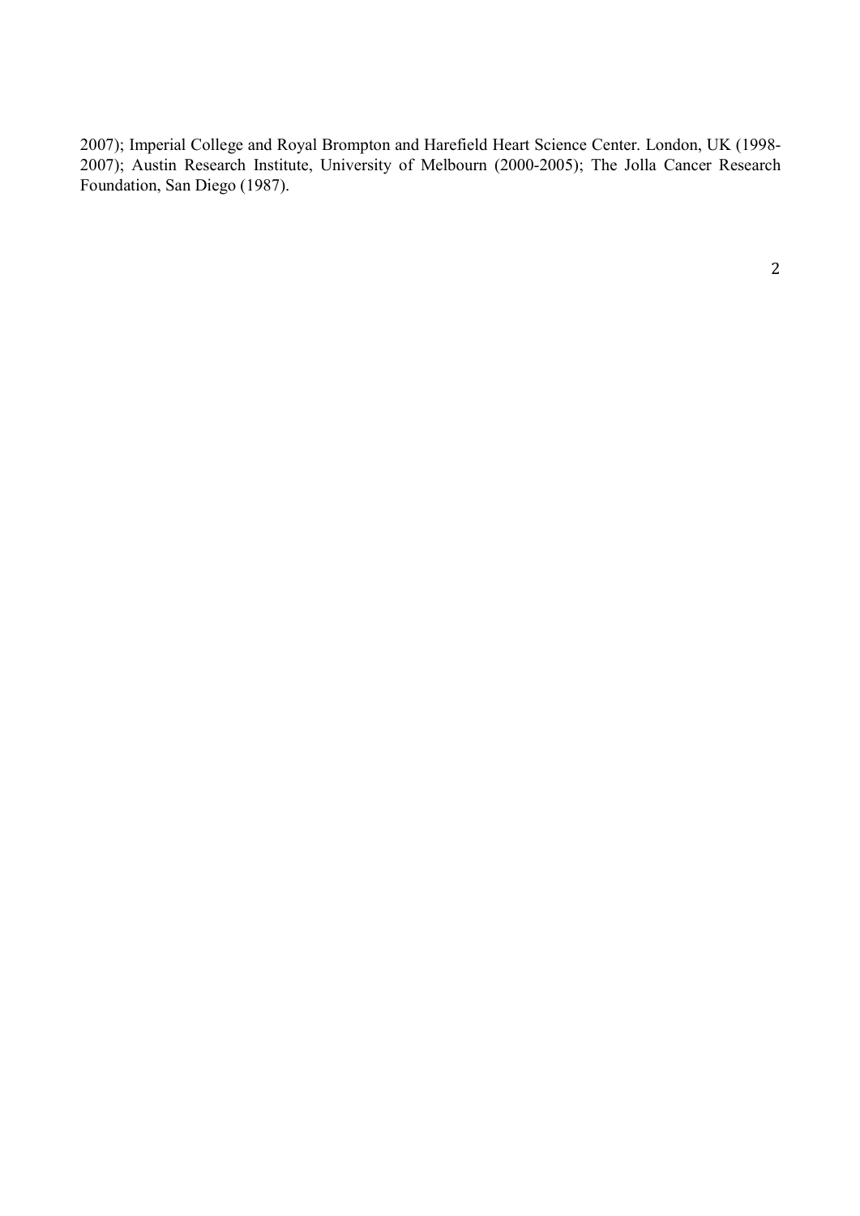2007); Imperial College and Royal Brompton and Harefield Heart Science Center. London, UK (1998-2007); Austin Research Institute, University of Melbourn (2000-2005); The Jolla Cancer Research Foundation, San Diego (1987).